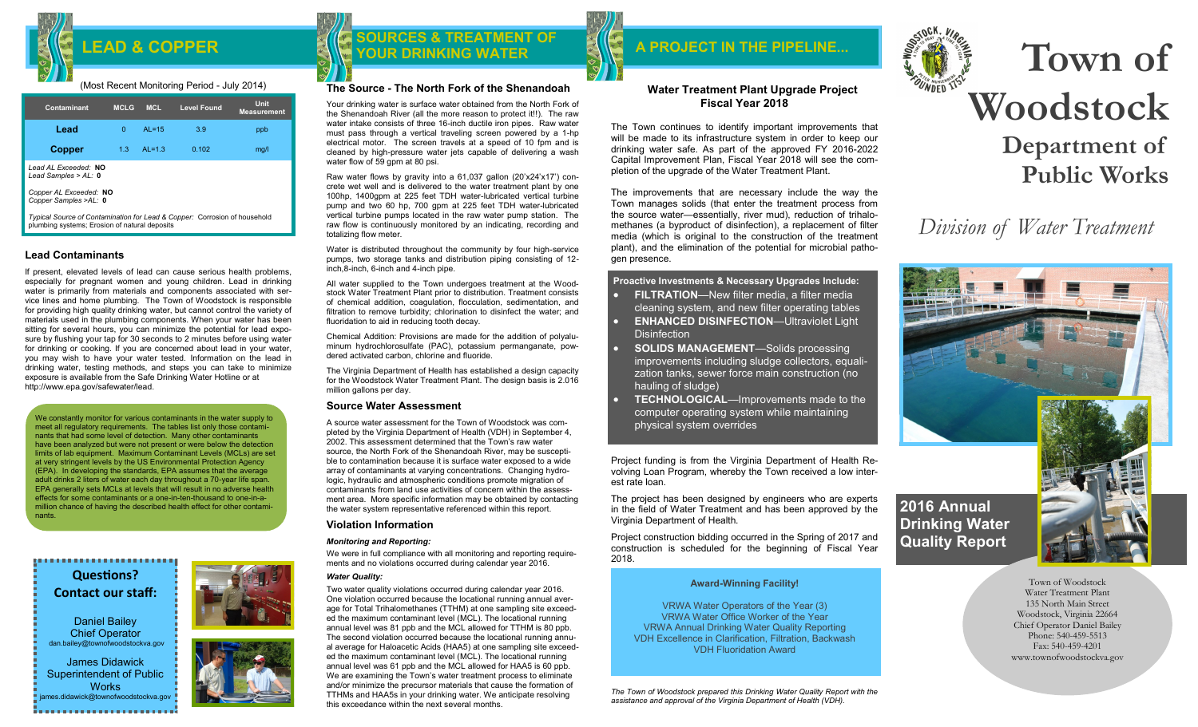# LEAD & COPPER

(Most Recent Monitoring Period - July 2014)

| Contaminant | MCLG | MCL | Level Found | Unit Measurement |
|---|---|---|---|---|
| Lead | 0 | AL=15 | 3.9 | ppb |
| Copper | 1.3 | AL=1.3 | 0.102 | mg/l |

*Lead AL Exceeded:* **NO**
*Lead Samples > AL:* **0**

*Copper AL Exceeded:* **NO**
*Copper Samples >AL:* **0**

*Typical Source of Contamination for Lead & Copper:* Corrosion of household plumbing systems; Erosion of natural deposits

### Lead Contaminants

If present, elevated levels of lead can cause serious health problems, especially for pregnant women and young children. Lead in drinking water is primarily from materials and components associated with service lines and home plumbing. The Town of Woodstock is responsible for providing high quality drinking water, but cannot control the variety of materials used in the plumbing components. When your water has been sitting for several hours, you can minimize the potential for lead exposure by flushing your tap for 30 seconds to 2 minutes before using water for drinking or cooking. If you are concerned about lead in your water, you may wish to have your water tested. Information on the lead in drinking water, testing methods, and steps you can take to minimize exposure is available from the Safe Drinking Water Hotline or at http://www.epa.gov/safewater/lead.

We constantly monitor for various contaminants in the water supply to meet all regulatory requirements. The tables list only those contaminants that had some level of detection. Many other contaminants have been analyzed but were not present or were below the detection limits of lab equipment. Maximum Contaminant Levels (MCLs) are set at very stringent levels by the US Environmental Protection Agency (EPA). In developing the standards, EPA assumes that the average adult drinks 2 liters of water each day throughout a 70-year life span. EPA generally sets MCLs at levels that will result in no adverse health effects for some contaminants or a one-in-ten-thousand to one-in-a-million chance of having the described health effect for other contaminants.

**Questions? Contact our staff:**

Daniel Bailey
Chief Operator
dan.bailey@townofwoodstockva.gov

James Didawick
Superintendent of Public Works
james.didawick@townofwoodstockva.gov

# SOURCES & TREATMENT OF YOUR DRINKING WATER

### The Source - The North Fork of the Shenandoah

Your drinking water is surface water obtained from the North Fork of the Shenandoah River (all the more reason to protect it!!). The raw water intake consists of three 16-inch ductile iron pipes. Raw water must pass through a vertical traveling screen powered by a 1-hp electrical motor. The screen travels at a speed of 10 fpm and is cleaned by high-pressure water jets capable of delivering a wash water flow of 59 gpm at 80 psi.

Raw water flows by gravity into a 61,037 gallon (20'x24'x17') concrete wet well and is delivered to the water treatment plant by one 100hp, 1400gpm at 225 feet TDH water-lubricated vertical turbine pump and two 60 hp, 700 gpm at 225 feet TDH water-lubricated vertical turbine pumps located in the raw water pump station. The raw flow is continuously monitored by an indicating, recording and totalizing flow meter.

Water is distributed throughout the community by four high-service pumps, two storage tanks and distribution piping consisting of 12-inch,8-inch, 6-inch and 4-inch pipe.

All water supplied to the Town undergoes treatment at the Woodstock Water Treatment Plant prior to distribution. Treatment consists of chemical addition, coagulation, flocculation, sedimentation, and filtration to remove turbidity; chlorination to disinfect the water; and fluoridation to aid in reducing tooth decay.

Chemical Addition: Provisions are made for the addition of polyaluminum hydrochlorosulfate (PAC), potassium permanganate, powdered activated carbon, chlorine and fluoride.

The Virginia Department of Health has established a design capacity for the Woodstock Water Treatment Plant. The design basis is 2.016 million gallons per day.

### Source Water Assessment

A source water assessment for the Town of Woodstock was completed by the Virginia Department of Health (VDH) in September 4, 2002. This assessment determined that the Town's raw water source, the North Fork of the Shenandoah River, may be susceptible to contamination because it is surface water exposed to a wide array of contaminants at varying concentrations. Changing hydrologic, hydraulic and atmospheric conditions promote migration of contaminants from land use activities of concern within the assessment area. More specific information may be obtained by contacting the water system representative referenced within this report.

### Violation Information

***Monitoring and Reporting:***

We were in full compliance with all monitoring and reporting requirements and no violations occurred during calendar year 2016.

***Water Quality:***

Two water quality violations occurred during calendar year 2016. One violation occurred because the locational running annual average for Total Trihalomethanes (TTHM) at one sampling site exceeded the maximum contaminant level (MCL). The locational running annual level was 81 ppb and the MCL allowed for TTHM is 80 ppb. The second violation occurred because the locational running annual average for Haloacetic Acids (HAA5) at one sampling site exceeded the maximum contaminant level (MCL). The locational running annual level was 61 ppb and the MCL allowed for HAA5 is 60 ppb. We are examining the Town's water treatment process to eliminate and/or minimize the precursor materials that cause the formation of TTHMs and HAA5s in your drinking water. We anticipate resolving this exceedance within the next several months.

# A PROJECT IN THE PIPELINE...

### Water Treatment Plant Upgrade Project Fiscal Year 2018

The Town continues to identify important improvements that will be made to its infrastructure system in order to keep our drinking water safe. As part of the approved FY 2016-2022 Capital Improvement Plan, Fiscal Year 2018 will see the completion of the upgrade of the Water Treatment Plant.

The improvements that are necessary include the way the Town manages solids (that enter the treatment process from the source water—essentially, river mud), reduction of trihalomethanes (a byproduct of disinfection), a replacement of filter media (which is original to the construction of the treatment plant), and the elimination of the potential for microbial pathogen presence.

**Proactive Investments & Necessary Upgrades Include:**

- **FILTRATION**—New filter media, a filter media cleaning system, and new filter operating tables
- **ENHANCED DISINFECTION**—Ultraviolet Light Disinfection
- **SOLIDS MANAGEMENT**—Solids processing improvements including sludge collectors, equalization tanks, sewer force main construction (no hauling of sludge)
- **TECHNOLOGICAL**—Improvements made to the computer operating system while maintaining physical system overrides

Project funding is from the Virginia Department of Health Revolving Loan Program, whereby the Town received a low interest rate loan.

The project has been designed by engineers who are experts in the field of Water Treatment and has been approved by the Virginia Department of Health.

Project construction bidding occurred in the Spring of 2017 and construction is scheduled for the beginning of Fiscal Year 2018.

**Award-Winning Facility!**

VRWA Water Operators of the Year (3)
VRWA Water Office Worker of the Year
VRWA Annual Drinking Water Quality Reporting
VDH Excellence in Clarification, Filtration, Backwash
VDH Fluoridation Award

*The Town of Woodstock prepared this Drinking Water Quality Report with the assistance and approval of the Virginia Department of Health (VDH).*

# Town of Woodstock

## Department of Public Works

*Division of Water Treatment*

## 2016 Annual Drinking Water Quality Report

Town of Woodstock
Water Treatment Plant
135 North Main Street
Woodstock, Virginia 22664
Chief Operator Daniel Bailey
Phone: 540-459-5513
Fax: 540-459-4201
www.townofwoodstockva.gov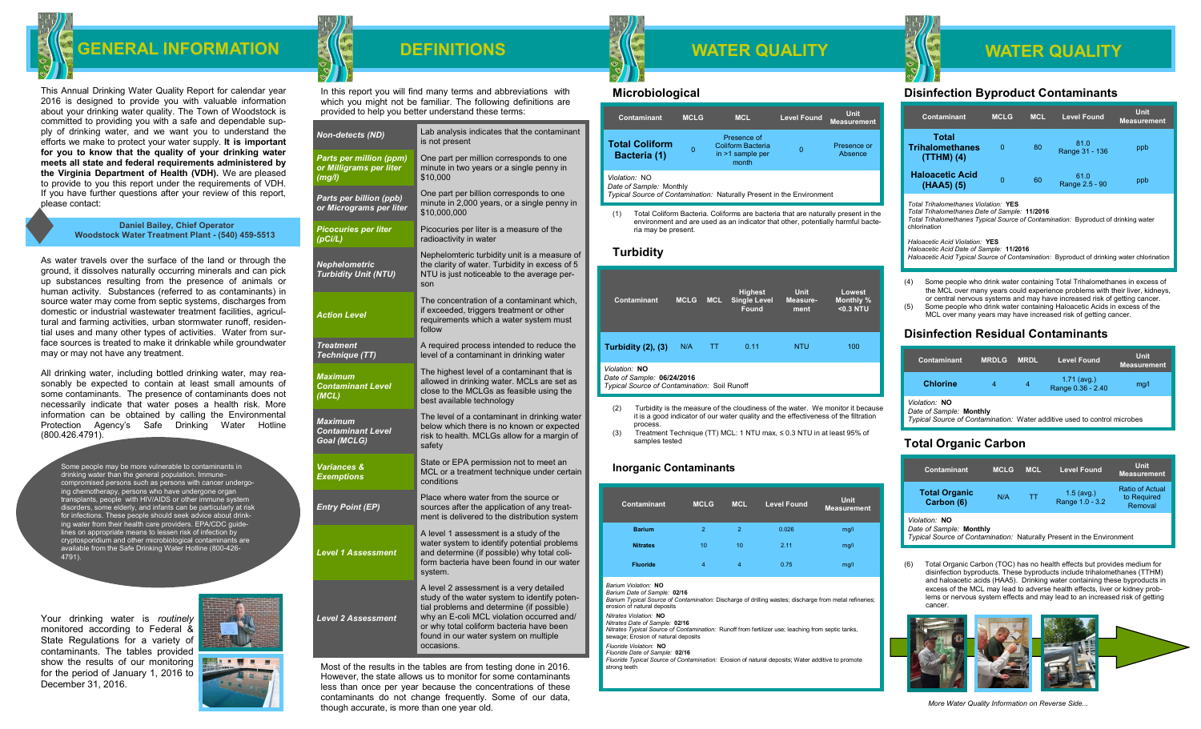# GENERAL INFORMATION

This Annual Drinking Water Quality Report for calendar year 2016 is designed to provide you with valuable information about your drinking water quality. The Town of Woodstock is committed to providing you with a safe and dependable supply of drinking water, and we want you to understand the efforts we make to protect your water supply. **It is important for you to know that the quality of your drinking water meets all state and federal requirements administered by the Virginia Department of Health (VDH).** We are pleased to provide to you this report under the requirements of VDH. If you have further questions after your review of this report, please contact:

**Daniel Bailey, Chief Operator**
**Woodstock Water Treatment Plant - (540) 459-5513**

As water travels over the surface of the land or through the ground, it dissolves naturally occurring minerals and can pick up substances resulting from the presence of animals or human activity. Substances (referred to as contaminants) in source water may come from septic systems, discharges from domestic or industrial wastewater treatment facilities, agricultural and farming activities, urban stormwater runoff, residential uses and many other types of activities. Water from surface sources is treated to make it drinkable while groundwater may or may not have any treatment.

All drinking water, including bottled drinking water, may reasonably be expected to contain at least small amounts of some contaminants. The presence of contaminants does not necessarily indicate that water poses a health risk. More information can be obtained by calling the Environmental Protection Agency's Safe Drinking Water Hotline (800.426.4791).

Some people may be more vulnerable to contaminants in drinking water than the general population. Immune-compromised persons such as persons with cancer undergoing chemotherapy, persons who have undergone organ transplants, people with HIV/AIDS or other immune system disorders, some elderly, and infants can be particularly at risk for infections. These people should seek advice about drinking water from their health care providers. EPA/CDC guidelines on appropriate means to lessen risk of infection by cryptosporidium and other microbiological contaminants are available from the Safe Drinking Water Hotline (800-426-4791).

Your drinking water is *routinely* monitored according to Federal & State Regulations for a variety of contaminants. The tables provided show the results of our monitoring for the period of January 1, 2016 to December 31, 2016.

# DEFINITIONS

In this report you will find many terms and abbreviations with which you might not be familiar. The following definitions are provided to help you better understand these terms:

| | |
|---|---|
| *Non-detects (ND)* | Lab analysis indicates that the contaminant is not present |
| *Parts per million (ppm) or Milligrams per liter (mg/l)* | One part per million corresponds to one minute in two years or a single penny in $10,000 |
| *Parts per billion (ppb) or Micrograms per liter* | One part per billion corresponds to one minute in 2,000 years, or a single penny in $10,000,000 |
| *Picocuries per liter (pCi/L)* | Picocuries per liter is a measure of the radioactivity in water |
| *Nephelometric Turbidity Unit (NTU)* | Nephelometric turbidity unit is a measure of the clarity of water. Turbidity in excess of 5 NTU is just noticeable to the average person |
| *Action Level* | The concentration of a contaminant which, if exceeded, triggers treatment or other requirements which a water system must follow |
| *Treatment Technique (TT)* | A required process intended to reduce the level of a contaminant in drinking water |
| *Maximum Contaminant Level (MCL)* | The highest level of a contaminant that is allowed in drinking water. MCLs are set as close to the MCLGs as feasible using the best available technology |
| *Maximum Contaminant Level Goal (MCLG)* | The level of a contaminant in drinking water below which there is no known or expected risk to health. MCLGs allow for a margin of safety |
| *Variances & Exemptions* | State or EPA permission not to meet an MCL or a treatment technique under certain conditions |
| *Entry Point (EP)* | Place where water from the source or sources after the application of any treatment is delivered to the distribution system |
| *Level 1 Assessment* | A level 1 assessment is a study of the water system to identify potential problems and determine (if possible) why total coliform bacteria have been found in our water system. |
| *Level 2 Assessment* | A level 2 assessment is a very detailed study of the water system to identify potential problems and determine (if possible) why an E-coli MCL violation occurred and/or why total coliform bacteria have been found in our water system on multiple occasions. |

Most of the results in the tables are from testing done in 2016. However, the state allows us to monitor for some contaminants less than once per year because the concentrations of these contaminants do not change frequently. Some of our data, though accurate, is more than one year old.

# WATER QUALITY

## Microbiological

| Contaminant | MCLG | MCL | Level Found | Unit Measurement |
|---|---|---|---|---|
| **Total Coliform Bacteria (1)** | 0 | Presence of Coliform Bacteria in >1 sample per month | 0 | Presence or Absence |

*Violation:* NO
*Date of Sample:* Monthly
*Typical Source of Contamination:* Naturally Present in the Environment

(1) Total Coliform Bacteria. Coliforms are bacteria that are naturally present in the environment and are used as an indicator that other, potentially harmful bacteria may be present.

## Turbidity

| Contaminant | MCLG | MCL | Highest Single Level Found | Unit Measure-ment | Lowest Monthly % <0.3 NTU |
|---|---|---|---|---|---|
| **Turbidity (2), (3)** | N/A | TT | 0.11 | NTU | 100 |

*Violation:* **NO**
*Date of Sample:* **06/24/2016**
*Typical Source of Contamination:* Soil Runoff

(2) Turbidity is the measure of the cloudiness of the water. We monitor it because it is a good indicator of our water quality and the effectiveness of the filtration process.
(3) Treatment Technique (TT) MCL: 1 NTU max, ≤ 0.3 NTU in at least 95% of samples tested

## Inorganic Contaminants

| Contaminant | MCLG | MCL | Level Found | Unit Measurement |
|---|---|---|---|---|
| **Barium** | 2 | 2 | 0.026 | mg/l |
| **Nitrates** | 10 | 10 | 2.11 | mg/l |
| **Fluoride** | 4 | 4 | 0.75 | mg/l |

*Barium Violation:* **NO**
*Barium Date of Sample:* **02/16**
*Barium Typical Source of Contamination:* Discharge of drilling wastes; discharge from metal refineries; erosion of natural deposits

*Nitrates Violation:* **NO**
*Nitrates Date of Sample:* **02/16**
*Nitrates Typical Source of Contamination:* Runoff from fertilizer use; leaching from septic tanks, sewage; Erosion of natural deposits

*Fluoride Violation:* **NO**
*Fluoride Date of Sample:* **02/16**
*Fluoride Typical Source of Contamination:* Erosion of natural deposits; Water additive to promote strong teeth

# WATER QUALITY

## Disinfection Byproduct Contaminants

| Contaminant | MCLG | MCL | Level Found | Unit Measurement |
|---|---|---|---|---|
| **Total Trihalomethanes (TTHM) (4)** | 0 | 80 | 81.0 Range 31 - 136 | ppb |
| **Haloacetic Acid (HAA5) (5)** | 0 | 60 | 61.0 Range 2.5 - 90 | ppb |

*Total Trihalomethanes Violation:* **YES**
*Total Trihalomethanes Date of Sample:* **11/2016**
*Total Trihalomethanes Typical Source of Contamination:* Byproduct of drinking water chlorination

*Haloacetic Acid Violation:* **YES**
*Haloacetic Acid Date of Sample:* **11/2016**
*Haloacetic Acid Typical Source of Contamination:* Byproduct of drinking water chlorination

(4) Some people who drink water containing Total Trihalomethanes in excess of the MCL over many years could experience problems with their liver, kidneys, or central nervous systems and may have increased risk of getting cancer.
(5) Some people who drink water containing Haloacetic Acids in excess of the MCL over many years may have increased risk of getting cancer.

## Disinfection Residual Contaminants

| Contaminant | MRDLG | MRDL | Level Found | Unit Measurement |
|---|---|---|---|---|
| **Chlorine** | 4 | 4 | 1.71 (avg.) Range 0.36 - 2.40 | mg/l |

*Violation:* **NO**
*Date of Sample:* **Monthly**
*Typical Source of Contamination:* Water additive used to control microbes

## Total Organic Carbon

| Contaminant | MCLG | MCL | Level Found | Unit Measurement |
|---|---|---|---|---|
| **Total Organic Carbon (6)** | N/A | TT | 1.5 (avg.) Range 1.0 - 3.2 | Ratio of Actual to Required Removal |

*Violation:* **NO**
*Date of Sample:* **Monthly**
*Typical Source of Contamination:* Naturally Present in the Environment

(6) Total Organic Carbon (TOC) has no health effects but provides medium for disinfection byproducts. These byproducts include trihalomethanes (TTHM) and haloacetic acids (HAA5). Drinking water containing these byproducts in excess of the MCL may lead to adverse health effects, liver or kidney problems or nervous system effects and may lead to an increased risk of getting cancer.

*More Water Quality Information on Reverse Side...*